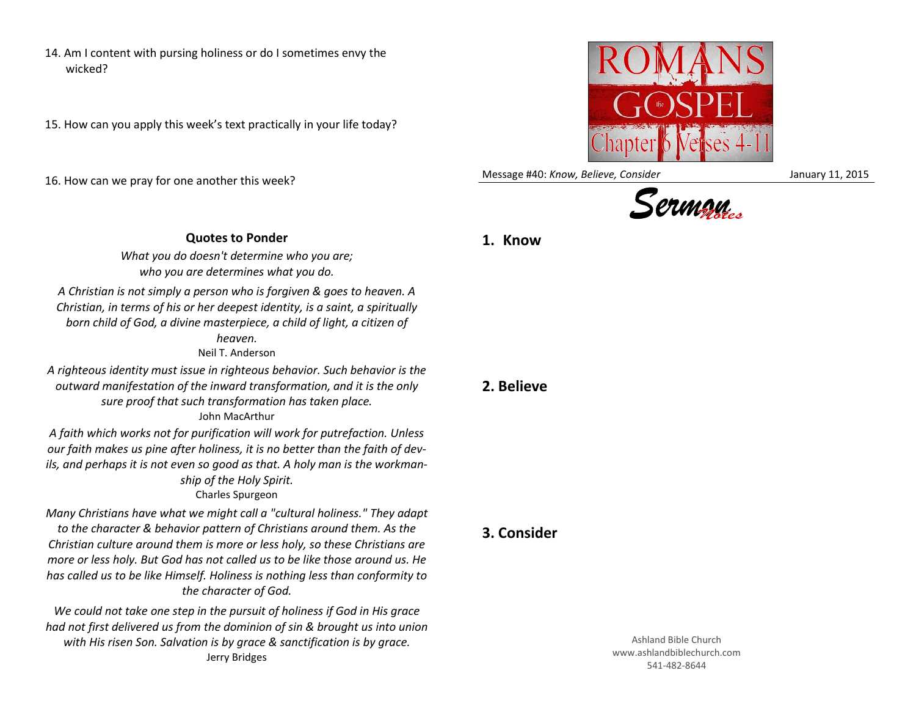14. Am I content with pursing holiness or do I sometimes envy the wicked?

15. How can you apply this week's text practically in your life today?

16. How can we pray for one another this week?

**Quotes to Ponder**

*What you do doesn't determine who you are;*
*who you are determines what you do.*

*A Christian is not simply a person who is forgiven & goes to heaven. A Christian, in terms of his or her deepest identity, is a saint, a spiritually born child of God, a divine masterpiece, a child of light, a citizen of heaven.*
Neil T. Anderson

*A righteous identity must issue in righteous behavior. Such behavior is the outward manifestation of the inward transformation, and it is the only sure proof that such transformation has taken place.*
John MacArthur

*A faith which works not for purification will work for putrefaction. Unless our faith makes us pine after holiness, it is no better than the faith of devils, and perhaps it is not even so good as that. A holy man is the workmanship of the Holy Spirit.*
Charles Spurgeon

*Many Christians have what we might call a "cultural holiness." They adapt to the character & behavior pattern of Christians around them. As the Christian culture around them is more or less holy, so these Christians are more or less holy. But God has not called us to be like those around us. He has called us to be like Himself. Holiness is nothing less than conformity to the character of God.*

*We could not take one step in the pursuit of holiness if God in His grace had not first delivered us from the dominion of sin & brought us into union with His risen Son. Salvation is by grace & sanctification is by grace.*
Jerry Bridges

ROMANS the GOSPEL Chapter 6 Verses 4-11

Message #40: *Know, Believe, Consider* — January 11, 2015

*Sermon Notes*

## 1. Know

## 2. Believe

## 3. Consider

Ashland Bible Church
www.ashlandbiblechurch.com
541-482-8644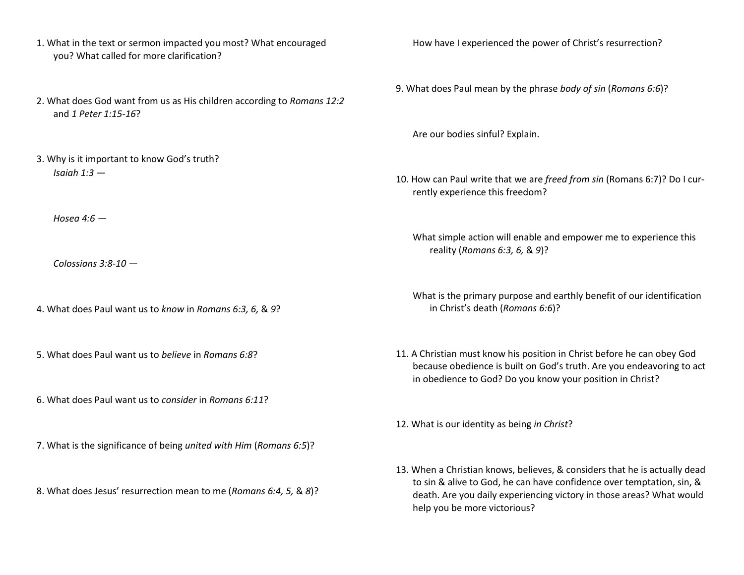1. What in the text or sermon impacted you most? What encouraged you? What called for more clarification?

2. What does God want from us as His children according to *Romans 12:2* and *1 Peter 1:15-16*?

3. Why is it important to know God's truth?

   *Isaiah 1:3 —*

   *Hosea 4:6 —*

   *Colossians 3:8-10 —*

4. What does Paul want us to *know* in *Romans 6:3, 6,* & *9*?

5. What does Paul want us to *believe* in *Romans 6:8*?

6. What does Paul want us to *consider* in *Romans 6:11*?

7. What is the significance of being *united with Him* (*Romans 6:5*)?

8. What does Jesus' resurrection mean to me (*Romans 6:4, 5,* & *8*)?

   How have I experienced the power of Christ's resurrection?

9. What does Paul mean by the phrase *body of sin* (*Romans 6:6*)?

   Are our bodies sinful? Explain.

10. How can Paul write that we are *freed from sin* (Romans 6:7)? Do I currently experience this freedom?

    What simple action will enable and empower me to experience this reality (*Romans 6:3, 6,* & *9*)?

    What is the primary purpose and earthly benefit of our identification in Christ's death (*Romans 6:6*)?

11. A Christian must know his position in Christ before he can obey God because obedience is built on God's truth. Are you endeavoring to act in obedience to God? Do you know your position in Christ?

12. What is our identity as being *in Christ*?

13. When a Christian knows, believes, & considers that he is actually dead to sin & alive to God, he can have confidence over temptation, sin, & death. Are you daily experiencing victory in those areas? What would help you be more victorious?